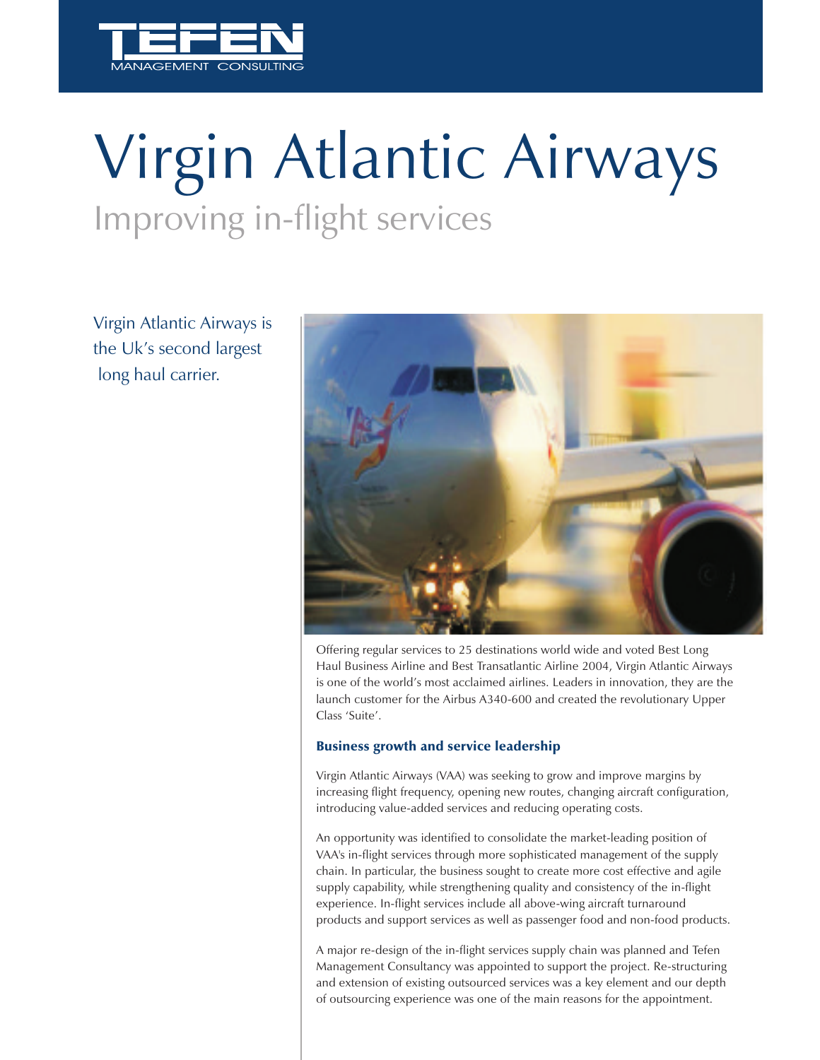# Virgin Atlantic Airways

## Improving in-flight services

Virgin Atlantic Airways is the Uk's second largest long haul carrier.

Offering regular services to 25 destinations world wide and voted Best Long Haul Business Airline and Best Transatlantic Airline 2004, Virgin Atlantic Airways is one of the world's most acclaimed airlines. Leaders in innovation, they are the launch customer for the Airbus A340-600 and created the revolutionary Upper Class 'Suite'.

### Business growth and service leadership

Virgin Atlantic Airways (VAA) was seeking to grow and improve margins by increasing flight frequency, opening new routes, changing aircraft configuration, introducing value-added services and reducing operating costs.

An opportunity was identified to consolidate the market-leading position of VAA's in-flight services through more sophisticated management of the supply chain. In particular, the business sought to create more cost effective and agile supply capability, while strengthening quality and consistency of the in-flight experience. In-flight services include all above-wing aircraft turnaround products and support services as well as passenger food and non-food products.

A major re-design of the in-flight services supply chain was planned and Tefen Management Consultancy was appointed to support the project. Re-structuring and extension of existing outsourced services was a key element and our depth of outsourcing experience was one of the main reasons for the appointment.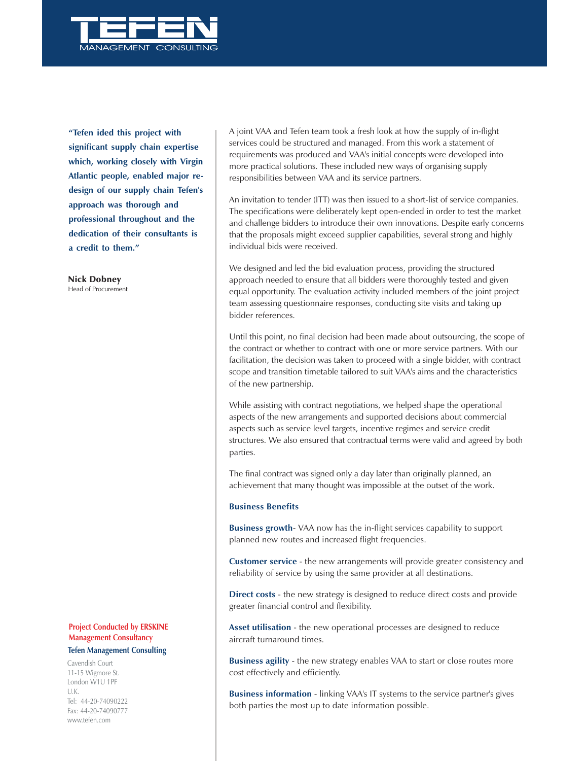# TEFEN
MANAGEMENT CONSULTING

**"Tefen ided this project with significant supply chain expertise which, working closely with Virgin Atlantic people, enabled major re-design of our supply chain Tefen's approach was thorough and professional throughout and the dedication of their consultants is a credit to them."**

**Nick Dobney**
Head of Procurement

A joint VAA and Tefen team took a fresh look at how the supply of in-flight services could be structured and managed. From this work a statement of requirements was produced and VAA's initial concepts were developed into more practical solutions. These included new ways of organising supply responsibilities between VAA and its service partners.

An invitation to tender (ITT) was then issued to a short-list of service companies. The specifications were deliberately kept open-ended in order to test the market and challenge bidders to introduce their own innovations. Despite early concerns that the proposals might exceed supplier capabilities, several strong and highly individual bids were received.

We designed and led the bid evaluation process, providing the structured approach needed to ensure that all bidders were thoroughly tested and given equal opportunity. The evaluation activity included members of the joint project team assessing questionnaire responses, conducting site visits and taking up bidder references.

Until this point, no final decision had been made about outsourcing, the scope of the contract or whether to contract with one or more service partners. With our facilitation, the decision was taken to proceed with a single bidder, with contract scope and transition timetable tailored to suit VAA's aims and the characteristics of the new partnership.

While assisting with contract negotiations, we helped shape the operational aspects of the new arrangements and supported decisions about commercial aspects such as service level targets, incentive regimes and service credit structures. We also ensured that contractual terms were valid and agreed by both parties.

The final contract was signed only a day later than originally planned, an achievement that many thought was impossible at the outset of the work.

### Business Benefits

**Business growth**- VAA now has the in-flight services capability to support planned new routes and increased flight frequencies.

**Customer service** - the new arrangements will provide greater consistency and reliability of service by using the same provider at all destinations.

**Direct costs** - the new strategy is designed to reduce direct costs and provide greater financial control and flexibility.

**Asset utilisation** - the new operational processes are designed to reduce aircraft turnaround times.

**Business agility** - the new strategy enables VAA to start or close routes more cost effectively and efficiently.

**Business information** - linking VAA's IT systems to the service partner's gives both parties the most up to date information possible.

**Project Conducted by ERSKINE Management Consultancy**

**Tefen Management Consulting**

Cavendish Court
11-15 Wigmore St.
London W1U 1PF
U.K.
Tel: 44-20-74090222
Fax: 44-20-74090777
www.tefen.com